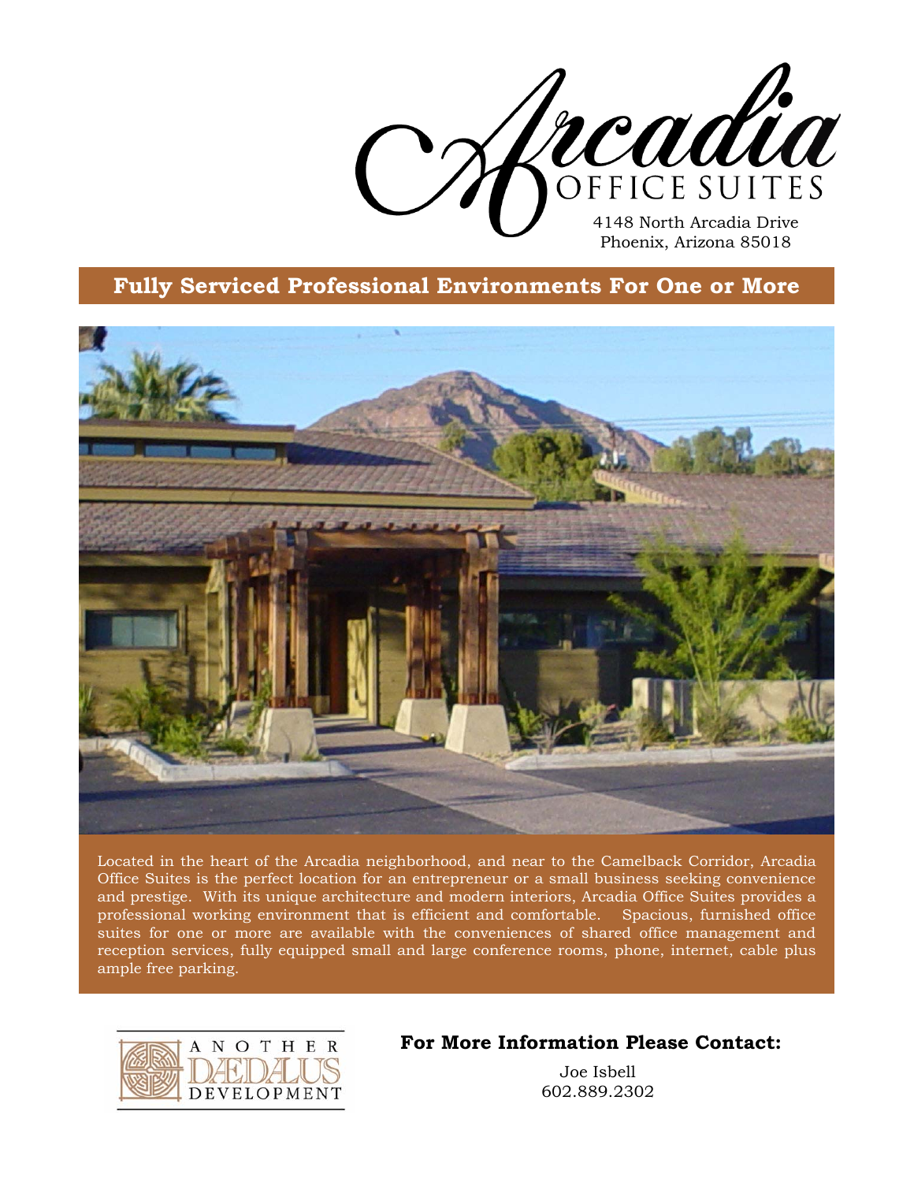# Arcadia OFFICE SUITES

4148 North Arcadia Drive
Phoenix, Arizona 85018

## Fully Serviced Professional Environments For One or More

Located in the heart of the Arcadia neighborhood, and near to the Camelback Corridor, Arcadia Office Suites is the perfect location for an entrepreneur or a small business seeking convenience and prestige. With its unique architecture and modern interiors, Arcadia Office Suites provides a professional working environment that is efficient and comfortable. Spacious, furnished office suites for one or more are available with the conveniences of shared office management and reception services, fully equipped small and large conference rooms, phone, internet, cable plus ample free parking.

ANOTHER DÆDALUS DEVELOPMENT

**For More Information Please Contact:**

Joe Isbell
602.889.2302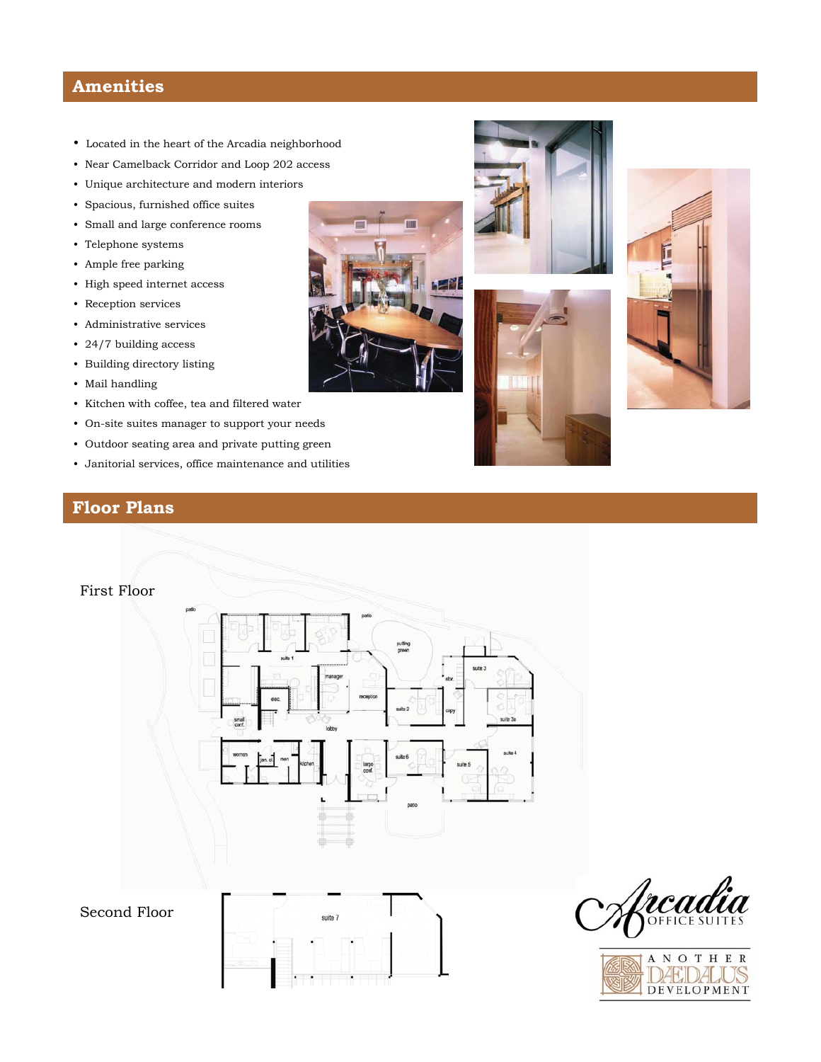## Amenities

- Located in the heart of the Arcadia neighborhood
- Near Camelback Corridor and Loop 202 access
- Unique architecture and modern interiors
- Spacious, furnished office suites
- Small and large conference rooms
- Telephone systems
- Ample free parking
- High speed internet access
- Reception services
- Administrative services
- 24/7 building access
- Building directory listing
- Mail handling
- Kitchen with coffee, tea and filtered water
- On-site suites manager to support your needs
- Outdoor seating area and private putting green
- Janitorial services, office maintenance and utilities

## Floor Plans

First Floor

patio
patio
putting green
suite 1
manager
reception
suite 2
stor.
copy
suite 3
suite 3a
elec.
small conf.
lobby
women
jan. cl
men
kitchen
large conf.
suite 6
suite 5
suite 4
patio

Second Floor

suite 7

Arcadia OFFICE SUITES

ANOTHER DÆDALUS DEVELOPMENT